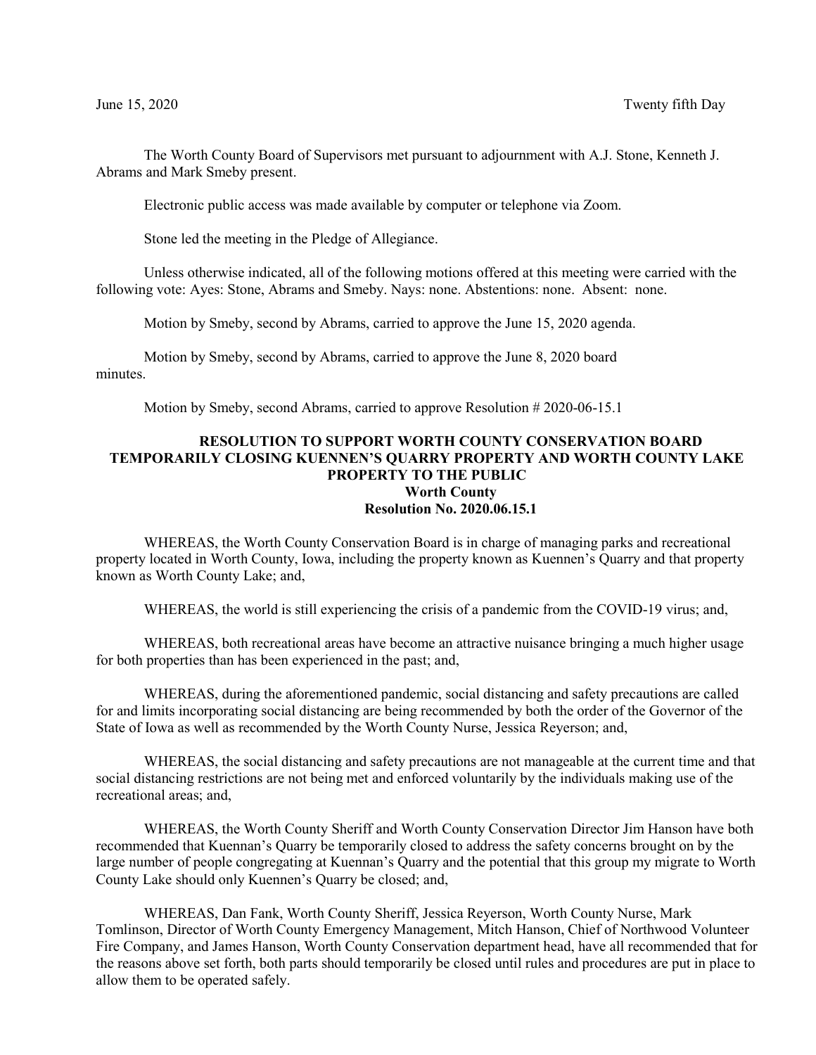June 15, 2020 Twenty fifth Day

The Worth County Board of Supervisors met pursuant to adjournment with A.J. Stone, Kenneth J. Abrams and Mark Smeby present.

Electronic public access was made available by computer or telephone via Zoom.

Stone led the meeting in the Pledge of Allegiance.

Unless otherwise indicated, all of the following motions offered at this meeting were carried with the following vote: Ayes: Stone, Abrams and Smeby. Nays: none. Abstentions: none. Absent: none.

Motion by Smeby, second by Abrams, carried to approve the June 15, 2020 agenda.

Motion by Smeby, second by Abrams, carried to approve the June 8, 2020 board minutes.

Motion by Smeby, second Abrams, carried to approve Resolution # 2020-06-15.1

**RESOLUTION TO SUPPORT WORTH COUNTY CONSERVATION BOARD TEMPORARILY CLOSING KUENNEN'S QUARRY PROPERTY AND WORTH COUNTY LAKE PROPERTY TO THE PUBLIC**
**Worth County**
**Resolution No. 2020.06.15.1**

WHEREAS, the Worth County Conservation Board is in charge of managing parks and recreational property located in Worth County, Iowa, including the property known as Kuennen's Quarry and that property known as Worth County Lake; and,

WHEREAS, the world is still experiencing the crisis of a pandemic from the COVID-19 virus; and,

WHEREAS, both recreational areas have become an attractive nuisance bringing a much higher usage for both properties than has been experienced in the past; and,

WHEREAS, during the aforementioned pandemic, social distancing and safety precautions are called for and limits incorporating social distancing are being recommended by both the order of the Governor of the State of Iowa as well as recommended by the Worth County Nurse, Jessica Reyerson; and,

WHEREAS, the social distancing and safety precautions are not manageable at the current time and that social distancing restrictions are not being met and enforced voluntarily by the individuals making use of the recreational areas; and,

WHEREAS, the Worth County Sheriff and Worth County Conservation Director Jim Hanson have both recommended that Kuennan's Quarry be temporarily closed to address the safety concerns brought on by the large number of people congregating at Kuennan's Quarry and the potential that this group my migrate to Worth County Lake should only Kuennen's Quarry be closed; and,

WHEREAS, Dan Fank, Worth County Sheriff, Jessica Reyerson, Worth County Nurse, Mark Tomlinson, Director of Worth County Emergency Management, Mitch Hanson, Chief of Northwood Volunteer Fire Company, and James Hanson, Worth County Conservation department head, have all recommended that for the reasons above set forth, both parts should temporarily be closed until rules and procedures are put in place to allow them to be operated safely.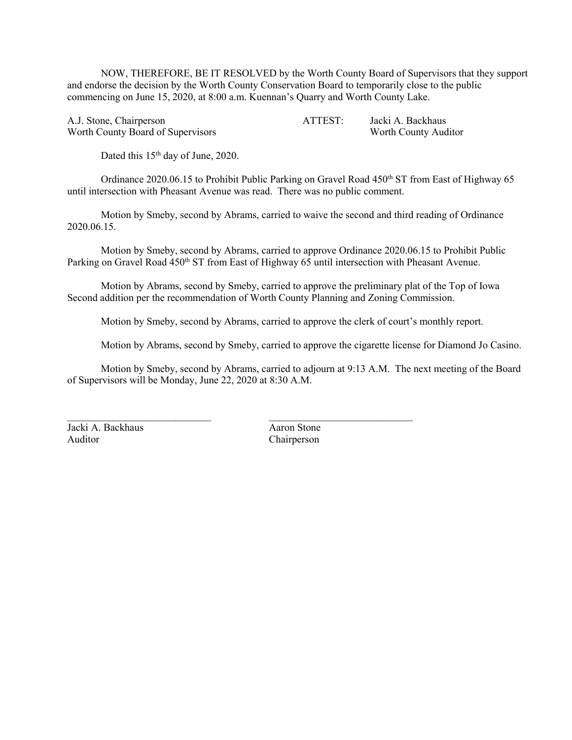NOW, THEREFORE, BE IT RESOLVED by the Worth County Board of Supervisors that they support and endorse the decision by the Worth County Conservation Board to temporarily close to the public commencing on June 15, 2020, at 8:00 a.m. Kuennan's Quarry and Worth County Lake.

| | | |
|---|---|---|
| A.J. Stone, Chairperson<br>Worth County Board of Supervisors | ATTEST: | Jacki A. Backhaus<br>Worth County Auditor |

Dated this 15th day of June, 2020.

Ordinance 2020.06.15 to Prohibit Public Parking on Gravel Road 450th ST from East of Highway 65 until intersection with Pheasant Avenue was read. There was no public comment.

Motion by Smeby, second by Abrams, carried to waive the second and third reading of Ordinance 2020.06.15.

Motion by Smeby, second by Abrams, carried to approve Ordinance 2020.06.15 to Prohibit Public Parking on Gravel Road 450th ST from East of Highway 65 until intersection with Pheasant Avenue.

Motion by Abrams, second by Smeby, carried to approve the preliminary plat of the Top of Iowa Second addition per the recommendation of Worth County Planning and Zoning Commission.

Motion by Smeby, second by Abrams, carried to approve the clerk of court's monthly report.

Motion by Abrams, second by Smeby, carried to approve the cigarette license for Diamond Jo Casino.

Motion by Smeby, second by Abrams, carried to adjourn at 9:13 A.M. The next meeting of the Board of Supervisors will be Monday, June 22, 2020 at 8:30 A.M.

| | |
|---|---|
| \_\_\_\_\_\_\_\_\_\_\_\_\_\_\_\_\_\_\_\_\_\_\_\_\_\_\_\_\_\_ | \_\_\_\_\_\_\_\_\_\_\_\_\_\_\_\_\_\_\_\_\_\_\_\_\_\_\_\_\_\_ |
| Jacki A. Backhaus<br>Auditor | Aaron Stone<br>Chairperson |